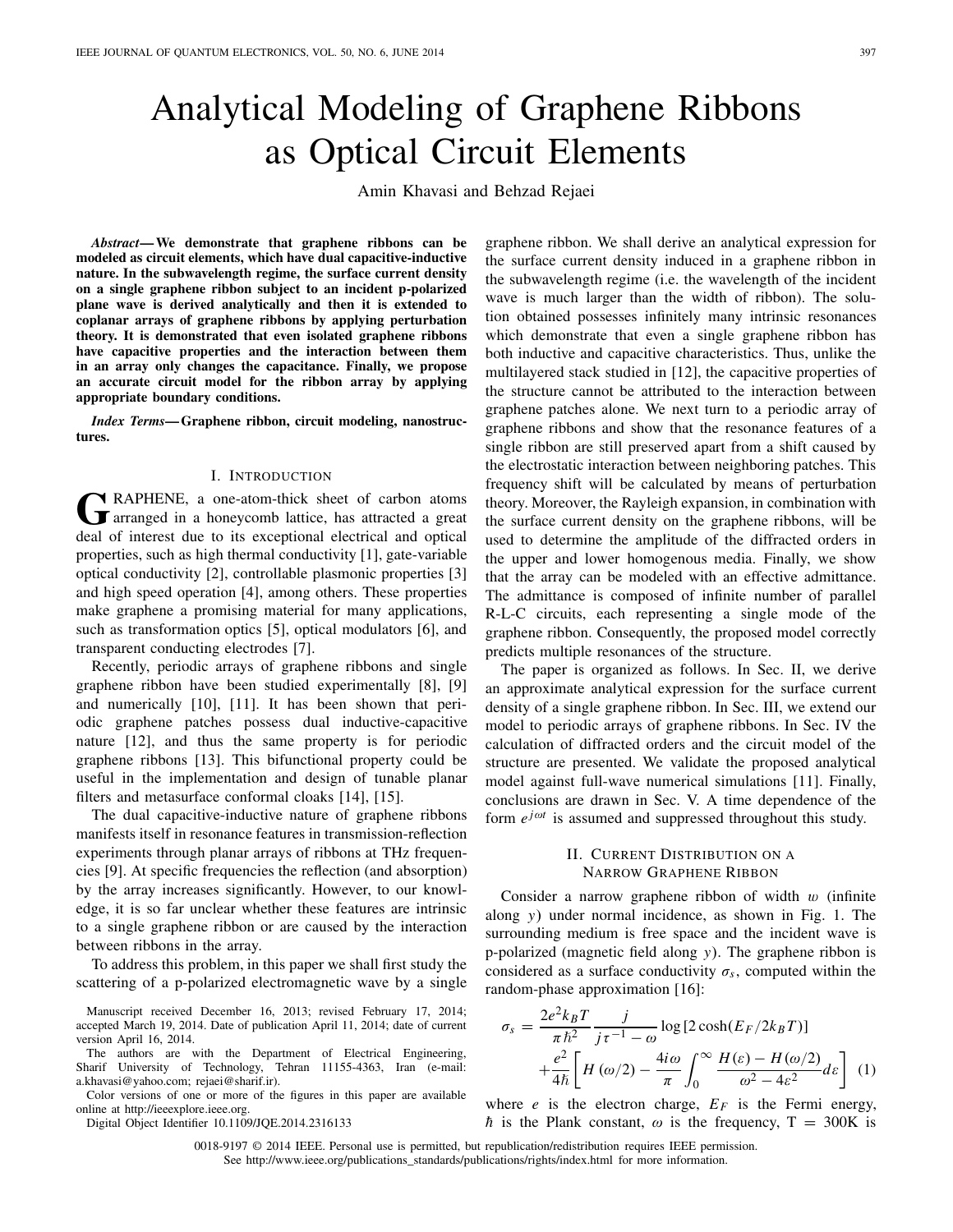# Analytical Modeling of Graphene Ribbons as Optical Circuit Elements

Amin Khavasi and Behzad Rejaei

***Abstract*— We demonstrate that graphene ribbons can be modeled as circuit elements, which have dual capacitive-inductive nature. In the subwavelength regime, the surface current density on a single graphene ribbon subject to an incident p-polarized plane wave is derived analytically and then it is extended to coplanar arrays of graphene ribbons by applying perturbation theory. It is demonstrated that even isolated graphene ribbons have capacitive properties and the interaction between them in an array only changes the capacitance. Finally, we propose an accurate circuit model for the ribbon array by applying appropriate boundary conditions.**

***Index Terms*— Graphene ribbon, circuit modeling, nanostructures.**

## I. Introduction

GRAPHENE, a one-atom-thick sheet of carbon atoms arranged in a honeycomb lattice, has attracted a great deal of interest due to its exceptional electrical and optical properties, such as high thermal conductivity [1], gate-variable optical conductivity [2], controllable plasmonic properties [3] and high speed operation [4], among others. These properties make graphene a promising material for many applications, such as transformation optics [5], optical modulators [6], and transparent conducting electrodes [7].

Recently, periodic arrays of graphene ribbons and single graphene ribbon have been studied experimentally [8], [9] and numerically [10], [11]. It has been shown that periodic graphene patches possess dual inductive-capacitive nature [12], and thus the same property is for periodic graphene ribbons [13]. This bifunctional property could be useful in the implementation and design of tunable planar filters and metasurface conformal cloaks [14], [15].

The dual capacitive-inductive nature of graphene ribbons manifests itself in resonance features in transmission-reflection experiments through planar arrays of ribbons at THz frequencies [9]. At specific frequencies the reflection (and absorption) by the array increases significantly. However, to our knowledge, it is so far unclear whether these features are intrinsic to a single graphene ribbon or are caused by the interaction between ribbons in the array.

To address this problem, in this paper we shall first study the scattering of a p-polarized electromagnetic wave by a single graphene ribbon. We shall derive an analytical expression for the surface current density induced in a graphene ribbon in the subwavelength regime (i.e. the wavelength of the incident wave is much larger than the width of ribbon). The solution obtained possesses infinitely many intrinsic resonances which demonstrate that even a single graphene ribbon has both inductive and capacitive characteristics. Thus, unlike the multilayered stack studied in [12], the capacitive properties of the structure cannot be attributed to the interaction between graphene patches alone. We next turn to a periodic array of graphene ribbons and show that the resonance features of a single ribbon are still preserved apart from a shift caused by the electrostatic interaction between neighboring patches. This frequency shift will be calculated by means of perturbation theory. Moreover, the Rayleigh expansion, in combination with the surface current density on the graphene ribbons, will be used to determine the amplitude of the diffracted orders in the upper and lower homogenous media. Finally, we show that the array can be modeled with an effective admittance. The admittance is composed of infinite number of parallel R-L-C circuits, each representing a single mode of the graphene ribbon. Consequently, the proposed model correctly predicts multiple resonances of the structure.

The paper is organized as follows. In Sec. II, we derive an approximate analytical expression for the surface current density of a single graphene ribbon. In Sec. III, we extend our model to periodic arrays of graphene ribbons. In Sec. IV the calculation of diffracted orders and the circuit model of the structure are presented. We validate the proposed analytical model against full-wave numerical simulations [11]. Finally, conclusions are drawn in Sec. V. A time dependence of the form $e^{j\omega t}$ is assumed and suppressed throughout this study.

## II. Current Distribution on a Narrow Graphene Ribbon

Consider a narrow graphene ribbon of width $w$ (infinite along $y$) under normal incidence, as shown in Fig. 1. The surrounding medium is free space and the incident wave is p-polarized (magnetic field along $y$). The graphene ribbon is considered as a surface conductivity $\sigma_s$, computed within the random-phase approximation [16]:

$$\sigma_s = \frac{2e^2 k_B T}{\pi \hbar^2} \frac{j}{j\tau^{-1} - \omega} \log\left[2\cosh(E_F/2k_B T)\right] + \frac{e^2}{4\hbar}\left[H(\omega/2) - \frac{4i\omega}{\pi}\int_0^\infty \frac{H(\varepsilon) - H(\omega/2)}{\omega^2 - 4\varepsilon^2} d\varepsilon\right] \quad (1)$$

where $e$ is the electron charge, $E_F$ is the Fermi energy, $\hbar$ is the Plank constant, $\omega$ is the frequency, $\mathrm{T} = 300\mathrm{K}$ is

---

Manuscript received December 16, 2013; revised February 17, 2014; accepted March 19, 2014. Date of publication April 11, 2014; date of current version April 16, 2014.

The authors are with the Department of Electrical Engineering, Sharif University of Technology, Tehran 11155-4363, Iran (e-mail: a.khavasi@yahoo.com; rejaei@sharif.ir).

Color versions of one or more of the figures in this paper are available online at http://ieeexplore.ieee.org.

Digital Object Identifier 10.1109/JQE.2014.2316133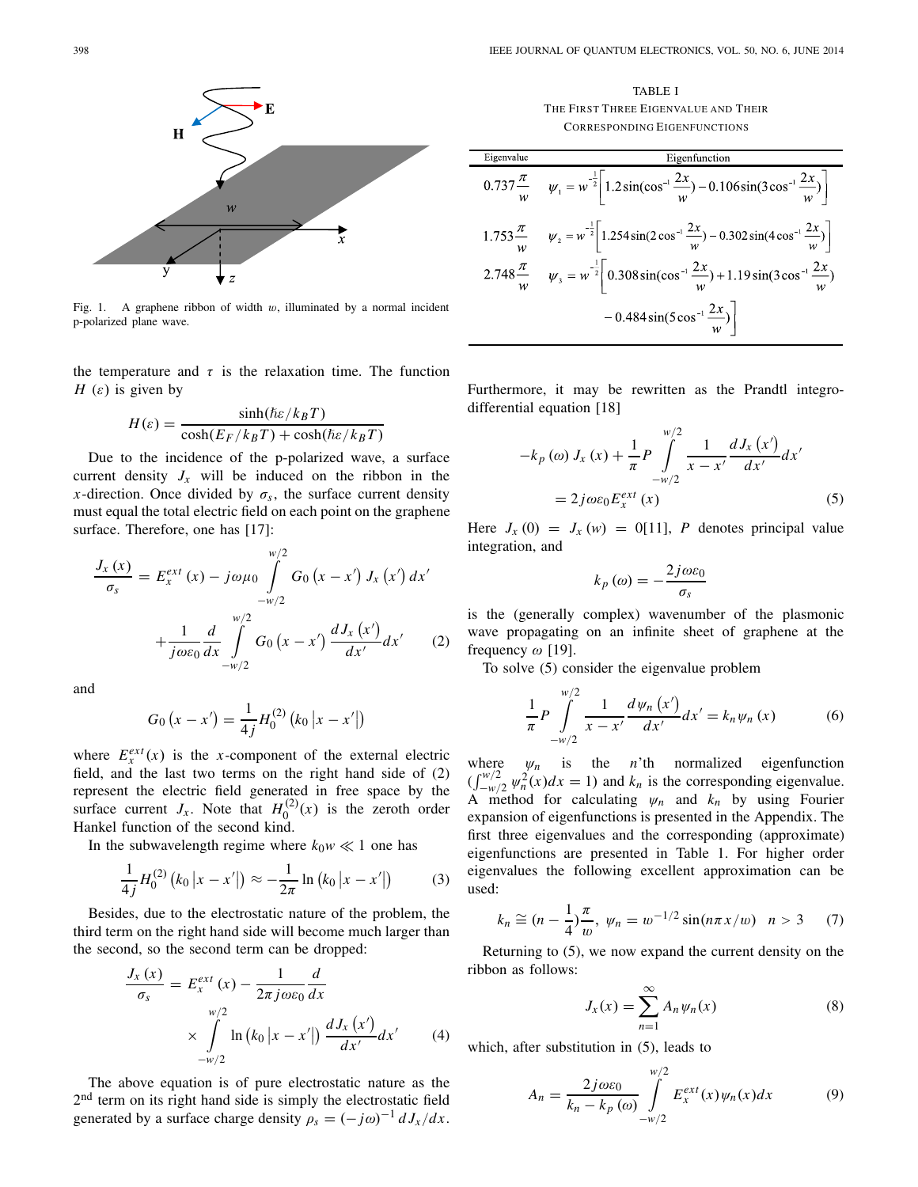Fig. 1. A graphene ribbon of width $w$, illuminated by a normal incident p-polarized plane wave.

the temperature and $\tau$ is the relaxation time. The function $H(\varepsilon)$ is given by

$$H(\varepsilon) = \frac{\sinh(\hbar\varepsilon/k_B T)}{\cosh(E_F/k_B T) + \cosh(\hbar\varepsilon/k_B T)}$$

Due to the incidence of the p-polarized wave, a surface current density $J_x$ will be induced on the ribbon in the $x$-direction. Once divided by $\sigma_s$, the surface current density must equal the total electric field on each point on the graphene surface. Therefore, one has [17]:

$$\frac{J_x(x)}{\sigma_s} = E_x^{ext}(x) - j\omega\mu_0 \int_{-w/2}^{w/2} G_0(x-x') J_x(x')\,dx' + \frac{1}{j\omega\varepsilon_0}\frac{d}{dx}\int_{-w/2}^{w/2} G_0(x-x')\frac{dJ_x(x')}{dx'}dx' \tag{2}$$

and

$$G_0(x-x') = \frac{1}{4j}H_0^{(2)}(k_0|x-x'|)$$

where $E_x^{ext}(x)$ is the $x$-component of the external electric field, and the last two terms on the right hand side of (2) represent the electric field generated in free space by the surface current $J_x$. Note that $H_0^{(2)}(x)$ is the zeroth order Hankel function of the second kind.

In the subwavelength regime where $k_0 w \ll 1$ one has

$$\frac{1}{4j}H_0^{(2)}(k_0|x-x'|) \approx -\frac{1}{2\pi}\ln(k_0|x-x'|) \tag{3}$$

Besides, due to the electrostatic nature of the problem, the third term on the right hand side will become much larger than the second, so the second term can be dropped:

$$\frac{J_x(x)}{\sigma_s} = E_x^{ext}(x) - \frac{1}{2\pi j\omega\varepsilon_0}\frac{d}{dx} \times \int_{-w/2}^{w/2} \ln(k_0|x-x'|)\frac{dJ_x(x')}{dx'}dx' \tag{4}$$

The above equation is of pure electrostatic nature as the 2nd term on its right hand side is simply the electrostatic field generated by a surface charge density $\rho_s = (-j\omega)^{-1} dJ_x/dx$.

**TABLE I**
THE FIRST THREE EIGENVALUE AND THEIR CORRESPONDING EIGENFUNCTIONS

| Eigenvalue | Eigenfunction |
|---|---|
| $0.737\frac{\pi}{w}$ | $\psi_1 = w^{-\frac{1}{2}}\left[1.2\sin(\cos^{-1}\frac{2x}{w}) - 0.106\sin(3\cos^{-1}\frac{2x}{w})\right]$ |
| $1.753\frac{\pi}{w}$ | $\psi_2 = w^{-\frac{1}{2}}\left[1.254\sin(2\cos^{-1}\frac{2x}{w}) - 0.302\sin(4\cos^{-1}\frac{2x}{w})\right]$ |
| $2.748\frac{\pi}{w}$ | $\psi_3 = w^{-\frac{1}{2}}\left[0.308\sin(\cos^{-1}\frac{2x}{w}) + 1.19\sin(3\cos^{-1}\frac{2x}{w}) - 0.484\sin(5\cos^{-1}\frac{2x}{w})\right]$ |

Furthermore, it may be rewritten as the Prandtl integro-differential equation [18]

$$-k_p(\omega) J_x(x) + \frac{1}{\pi}P\int_{-w/2}^{w/2}\frac{1}{x-x'}\frac{dJ_x(x')}{dx'}dx' = 2j\omega\varepsilon_0 E_x^{ext}(x) \tag{5}$$

Here $J_x(0) = J_x(w) = 0$[11], $P$ denotes principal value integration, and

$$k_p(\omega) = -\frac{2j\omega\varepsilon_0}{\sigma_s}$$

is the (generally complex) wavenumber of the plasmonic wave propagating on an infinite sheet of graphene at the frequency $\omega$ [19].

To solve (5) consider the eigenvalue problem

$$\frac{1}{\pi}P\int_{-w/2}^{w/2}\frac{1}{x-x'}\frac{d\psi_n(x')}{dx'}dx' = k_n\psi_n(x) \tag{6}$$

where $\psi_n$ is the $n$'th normalized eigenfunction ($\int_{-w/2}^{w/2}\psi_n^2(x)dx = 1$) and $k_n$ is the corresponding eigenvalue. A method for calculating $\psi_n$ and $k_n$ by using Fourier expansion of eigenfunctions is presented in the Appendix. The first three eigenvalues and the corresponding (approximate) eigenfunctions are presented in Table 1. For higher order eigenvalues the following excellent approximation can be used:

$$k_n \cong (n - \frac{1}{4})\frac{\pi}{w},\ \ \psi_n = w^{-1/2}\sin(n\pi x/w)\ \ \ n > 3 \tag{7}$$

Returning to (5), we now expand the current density on the ribbon as follows:

$$J_x(x) = \sum_{n=1}^{\infty} A_n\psi_n(x) \tag{8}$$

which, after substitution in (5), leads to

$$A_n = \frac{2j\omega\varepsilon_0}{k_n - k_p(\omega)}\int_{-w/2}^{w/2} E_x^{ext}(x)\psi_n(x)dx \tag{9}$$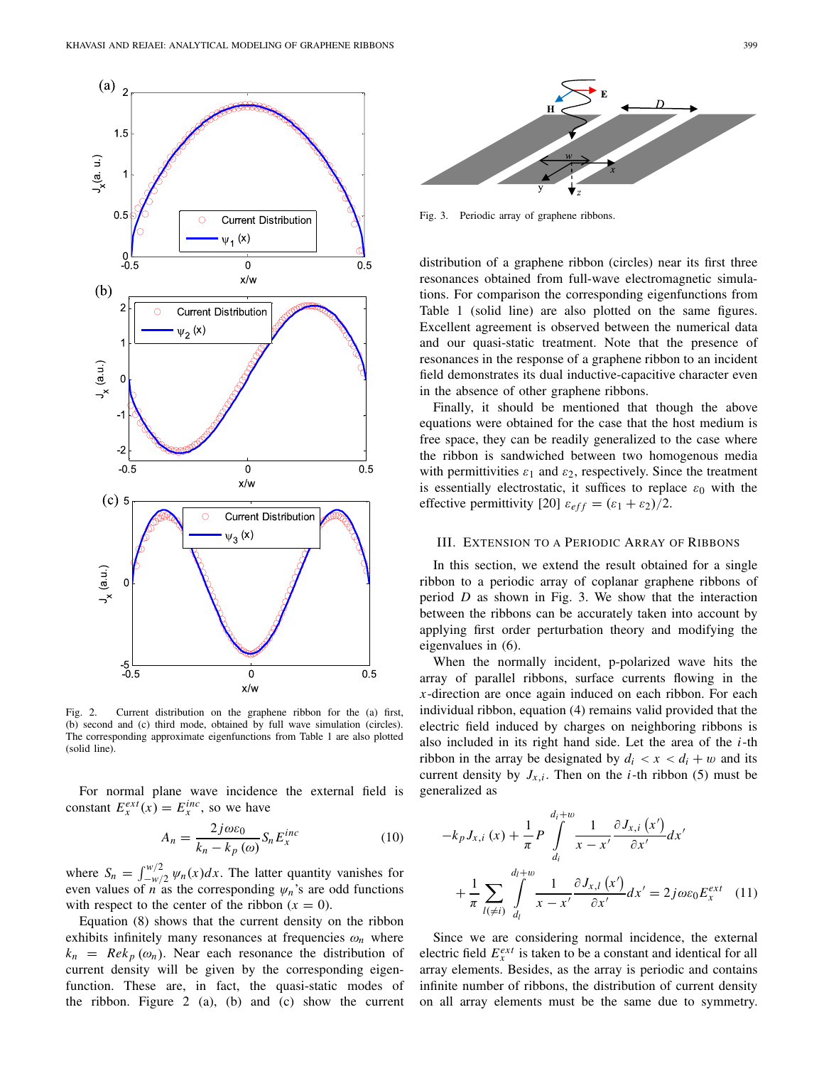Fig. 2. Current distribution on the graphene ribbon for the (a) first, (b) second and (c) third mode, obtained by full wave simulation (circles). The corresponding approximate eigenfunctions from Table 1 are also plotted (solid line).

For normal plane wave incidence the external field is constant $E_x^{ext}(x) = E_x^{inc}$, so we have

$$A_n = \frac{2j\omega\varepsilon_0}{k_n - k_p(\omega)} S_n E_x^{inc} \tag{10}$$

where $S_n = \int_{-w/2}^{w/2} \psi_n(x)dx$. The latter quantity vanishes for even values of $n$ as the corresponding $\psi_n$'s are odd functions with respect to the center of the ribbon ($x = 0$).

Equation (8) shows that the current density on the ribbon exhibits infinitely many resonances at frequencies $\omega_n$ where $k_n = Re k_p(\omega_n)$. Near each resonance the distribution of current density will be given by the corresponding eigenfunction. These are, in fact, the quasi-static modes of the ribbon. Figure 2 (a), (b) and (c) show the current distribution of a graphene ribbon (circles) near its first three resonances obtained from full-wave electromagnetic simulations. For comparison the corresponding eigenfunctions from Table 1 (solid line) are also plotted on the same figures. Excellent agreement is observed between the numerical data and our quasi-static treatment. Note that the presence of resonances in the response of a graphene ribbon to an incident field demonstrates its dual inductive-capacitive character even in the absence of other graphene ribbons.

Finally, it should be mentioned that though the above equations were obtained for the case that the host medium is free space, they can be readily generalized to the case where the ribbon is sandwiched between two homogenous media with permittivities $\varepsilon_1$ and $\varepsilon_2$, respectively. Since the treatment is essentially electrostatic, it suffices to replace $\varepsilon_0$ with the effective permittivity [20] $\varepsilon_{eff} = (\varepsilon_1 + \varepsilon_2)/2$.

## III. Extension to a Periodic Array of Ribbons

In this section, we extend the result obtained for a single ribbon to a periodic array of coplanar graphene ribbons of period $D$ as shown in Fig. 3. We show that the interaction between the ribbons can be accurately taken into account by applying first order perturbation theory and modifying the eigenvalues in (6).

Fig. 3. Periodic array of graphene ribbons.

When the normally incident, p-polarized wave hits the array of parallel ribbons, surface currents flowing in the $x$-direction are once again induced on each ribbon. For each individual ribbon, equation (4) remains valid provided that the electric field induced by charges on neighboring ribbons is also included in its right hand side. Let the area of the $i$-th ribbon in the array be designated by $d_i < x < d_i + w$ and its current density by $J_{x,i}$. Then on the $i$-th ribbon (5) must be generalized as

$$-k_p J_{x,i}(x) + \frac{1}{\pi} P \int_{d_i}^{d_i+w} \frac{1}{x - x'} \frac{\partial J_{x,i}(x')}{\partial x'} dx' + \frac{1}{\pi} \sum_{l(\neq i)} \int_{d_l}^{d_l+w} \frac{1}{x - x'} \frac{\partial J_{x,l}(x')}{\partial x'} dx' = 2j\omega\varepsilon_0 E_x^{ext} \tag{11}$$

Since we are considering normal incidence, the external electric field $E_x^{ext}$ is taken to be a constant and identical for all array elements. Besides, as the array is periodic and contains infinite number of ribbons, the distribution of current density on all array elements must be the same due to symmetry.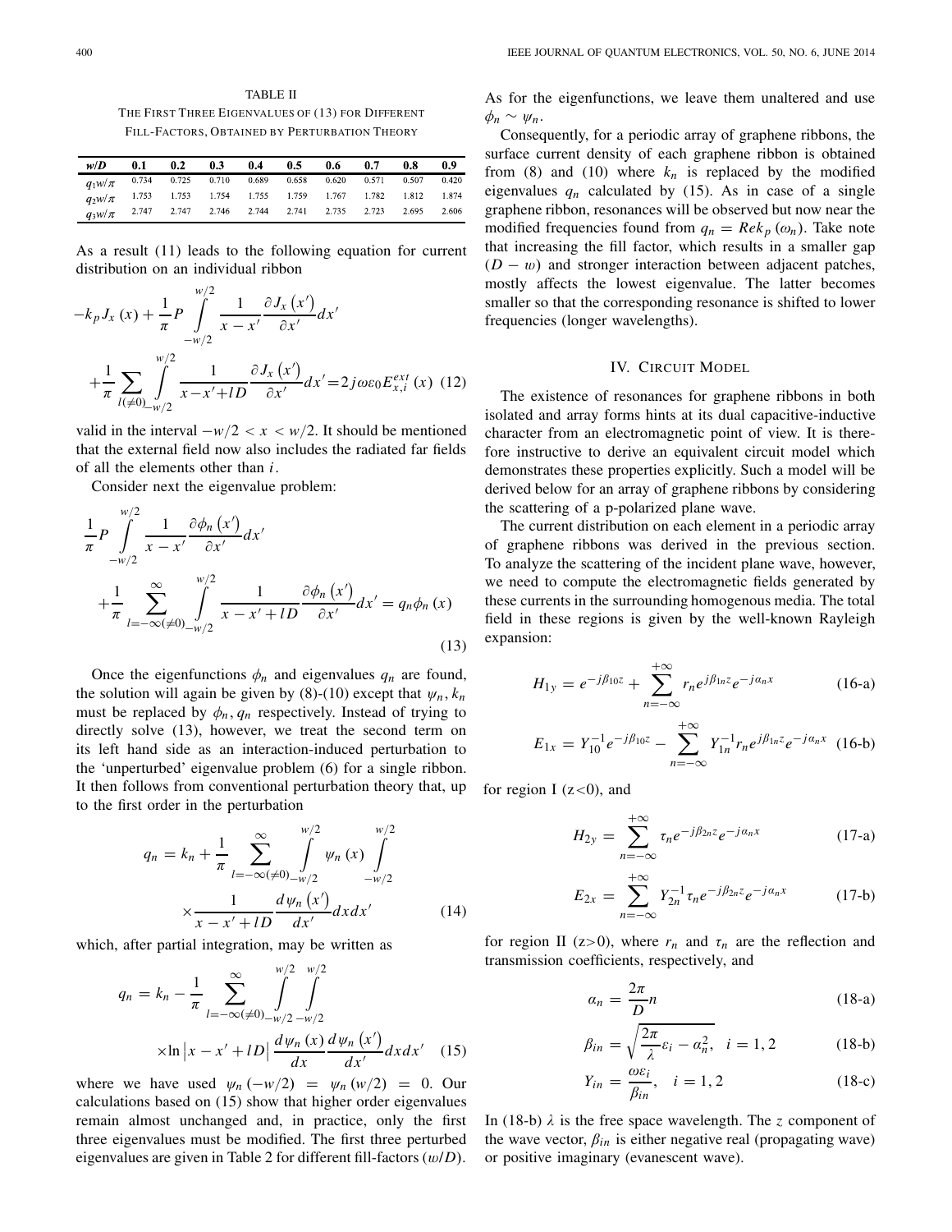TABLE II

THE FIRST THREE EIGENVALUES OF (13) FOR DIFFERENT FILL-FACTORS, OBTAINED BY PERTURBATION THEORY

| $w/D$ | 0.1 | 0.2 | 0.3 | 0.4 | 0.5 | 0.6 | 0.7 | 0.8 | 0.9 |
|---|---|---|---|---|---|---|---|---|---|
| $q_1 w/\pi$ | 0.734 | 0.725 | 0.710 | 0.689 | 0.658 | 0.620 | 0.571 | 0.507 | 0.420 |
| $q_2 w/\pi$ | 1.753 | 1.753 | 1.754 | 1.755 | 1.759 | 1.767 | 1.782 | 1.812 | 1.874 |
| $q_3 w/\pi$ | 2.747 | 2.747 | 2.746 | 2.744 | 2.741 | 2.735 | 2.723 | 2.695 | 2.606 |

As a result (11) leads to the following equation for current distribution on an individual ribbon

$$-k_p J_x(x) + \frac{1}{\pi} P \int_{-w/2}^{w/2} \frac{1}{x-x'} \frac{\partial J_x(x')}{\partial x'} dx' + \frac{1}{\pi} \sum_{l(\neq 0)} \int_{-w/2}^{w/2} \frac{1}{x-x'+lD} \frac{\partial J_x(x')}{\partial x'} dx' = 2j\omega\varepsilon_0 E_{x,i}^{ext}(x) \quad (12)$$

valid in the interval $-w/2 < x < w/2$. It should be mentioned that the external field now also includes the radiated far fields of all the elements other than $i$.

Consider next the eigenvalue problem:

$$\frac{1}{\pi} P \int_{-w/2}^{w/2} \frac{1}{x-x'} \frac{\partial \phi_n(x')}{\partial x'} dx' + \frac{1}{\pi} \sum_{l=-\infty(\neq 0)}^{\infty} \int_{-w/2}^{w/2} \frac{1}{x-x'+lD} \frac{\partial \phi_n(x')}{\partial x'} dx' = q_n \phi_n(x) \quad (13)$$

Once the eigenfunctions $\phi_n$ and eigenvalues $q_n$ are found, the solution will again be given by (8)-(10) except that $\psi_n, k_n$ must be replaced by $\phi_n, q_n$ respectively. Instead of trying to directly solve (13), however, we treat the second term on its left hand side as an interaction-induced perturbation to the 'unperturbed' eigenvalue problem (6) for a single ribbon. It then follows from conventional perturbation theory that, up to the first order in the perturbation

$$q_n = k_n + \frac{1}{\pi} \sum_{l=-\infty(\neq 0)}^{\infty} \int_{-w/2}^{w/2} \psi_n(x) \int_{-w/2}^{w/2} \times \frac{1}{x-x'+lD} \frac{d\psi_n(x')}{dx'} dx dx' \quad (14)$$

which, after partial integration, may be written as

$$q_n = k_n - \frac{1}{\pi} \sum_{l=-\infty(\neq 0)}^{\infty} \int_{-w/2}^{w/2} \int_{-w/2}^{w/2} \times \ln\left|x-x'+lD\right| \frac{d\psi_n(x)}{dx} \frac{d\psi_n(x')}{dx'} dx dx' \quad (15)$$

where we have used $\psi_n(-w/2) = \psi_n(w/2) = 0$. Our calculations based on (15) show that higher order eigenvalues remain almost unchanged and, in practice, only the first three eigenvalues must be modified. The first three perturbed eigenvalues are given in Table 2 for different fill-factors ($w/D$).

As for the eigenfunctions, we leave them unaltered and use $\phi_n \sim \psi_n$.

Consequently, for a periodic array of graphene ribbons, the surface current density of each graphene ribbon is obtained from (8) and (10) where $k_n$ is replaced by the modified eigenvalues $q_n$ calculated by (15). As in case of a single graphene ribbon, resonances will be observed but now near the modified frequencies found from $q_n = Re k_p(\omega_n)$. Take note that increasing the fill factor, which results in a smaller gap $(D - w)$ and stronger interaction between adjacent patches, mostly affects the lowest eigenvalue. The latter becomes smaller so that the corresponding resonance is shifted to lower frequencies (longer wavelengths).

## IV. CIRCUIT MODEL

The existence of resonances for graphene ribbons in both isolated and array forms hints at its dual capacitive-inductive character from an electromagnetic point of view. It is therefore instructive to derive an equivalent circuit model which demonstrates these properties explicitly. Such a model will be derived below for an array of graphene ribbons by considering the scattering of a p-polarized plane wave.

The current distribution on each element in a periodic array of graphene ribbons was derived in the previous section. To analyze the scattering of the incident plane wave, however, we need to compute the electromagnetic fields generated by these currents in the surrounding homogenous media. The total field in these regions is given by the well-known Rayleigh expansion:

$$H_{1y} = e^{-j\beta_{10}z} + \sum_{n=-\infty}^{+\infty} r_n e^{j\beta_{1n}z} e^{-j\alpha_n x} \quad \text{(16-a)}$$

$$E_{1x} = Y_{10}^{-1} e^{-j\beta_{10}z} - \sum_{n=-\infty}^{+\infty} Y_{1n}^{-1} r_n e^{j\beta_{1n}z} e^{-j\alpha_n x} \quad \text{(16-b)}$$

for region I (z<0), and

$$H_{2y} = \sum_{n=-\infty}^{+\infty} \tau_n e^{-j\beta_{2n}z} e^{-j\alpha_n x} \quad \text{(17-a)}$$

$$E_{2x} = \sum_{n=-\infty}^{+\infty} Y_{2n}^{-1} \tau_n e^{-j\beta_{2n}z} e^{-j\alpha_n x} \quad \text{(17-b)}$$

for region II (z>0), where $r_n$ and $\tau_n$ are the reflection and transmission coefficients, respectively, and

$$\alpha_n = \frac{2\pi}{D} n \quad \text{(18-a)}$$

$$\beta_{in} = \sqrt{\frac{2\pi}{\lambda}\varepsilon_i - \alpha_n^2}, \quad i = 1, 2 \quad \text{(18-b)}$$

$$Y_{in} = \frac{\omega\varepsilon_i}{\beta_{in}}, \quad i = 1, 2 \quad \text{(18-c)}$$

In (18-b) $\lambda$ is the free space wavelength. The $z$ component of the wave vector, $\beta_{in}$ is either negative real (propagating wave) or positive imaginary (evanescent wave).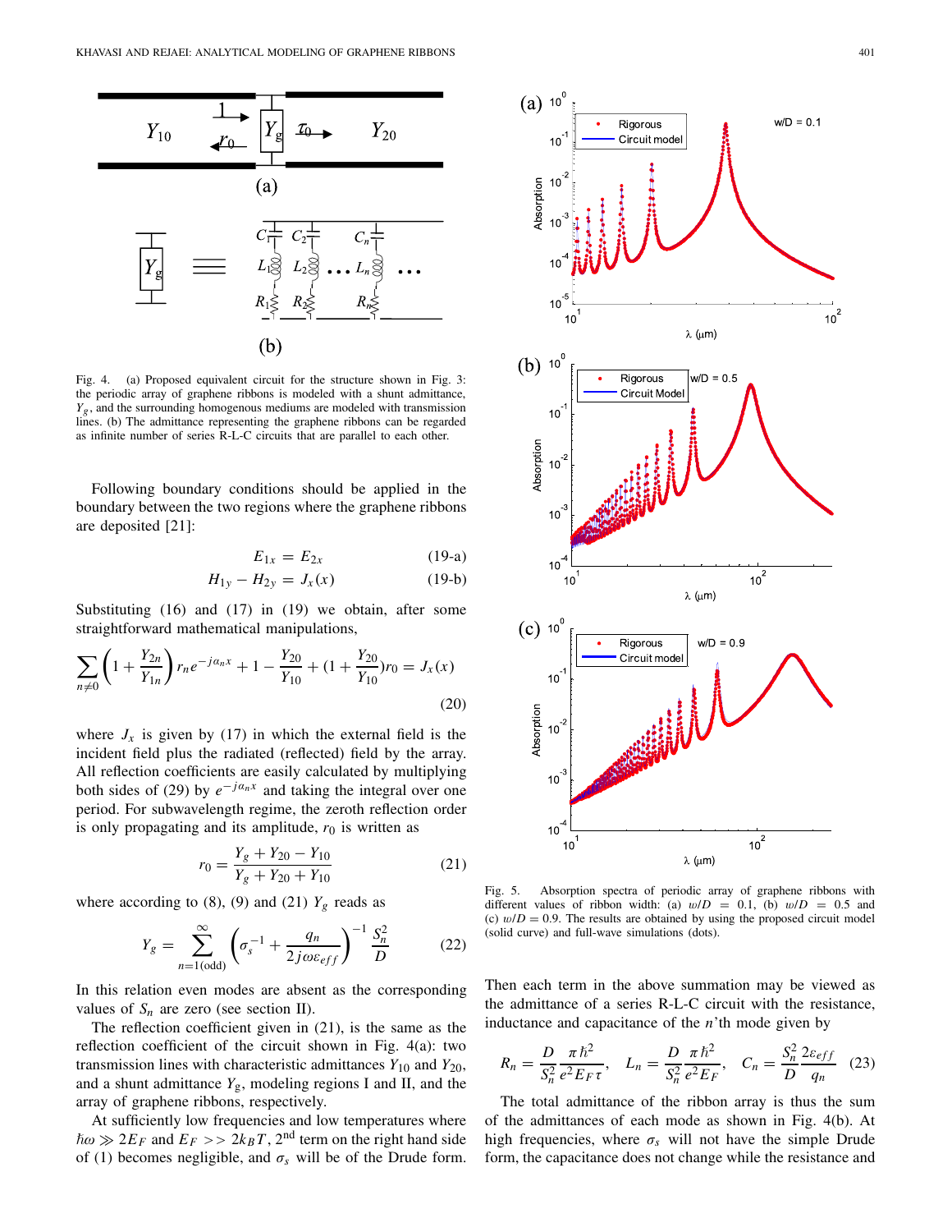Fig. 4. (a) Proposed equivalent circuit for the structure shown in Fig. 3: the periodic array of graphene ribbons is modeled with a shunt admittance, $Y_g$, and the surrounding homogenous mediums are modeled with transmission lines. (b) The admittance representing the graphene ribbons can be regarded as infinite number of series R-L-C circuits that are parallel to each other.

Following boundary conditions should be applied in the boundary between the two regions where the graphene ribbons are deposited [21]:

$$E_{1x} = E_{2x} \tag{19-a}$$

$$H_{1y} - H_{2y} = J_x(x) \tag{19-b}$$

Substituting (16) and (17) in (19) we obtain, after some straightforward mathematical manipulations,

$$\sum_{n\neq 0}\left(1+\frac{Y_{2n}}{Y_{1n}}\right) r_n e^{-j\alpha_n x} + 1 - \frac{Y_{20}}{Y_{10}} + \left(1+\frac{Y_{20}}{Y_{10}}\right) r_0 = J_x(x) \tag{20}$$

where $J_x$ is given by (17) in which the external field is the incident field plus the radiated (reflected) field by the array. All reflection coefficients are easily calculated by multiplying both sides of (29) by $e^{-j\alpha_n x}$ and taking the integral over one period. For subwavelength regime, the zeroth reflection order is only propagating and its amplitude, $r_0$ is written as

$$r_0 = \frac{Y_g + Y_{20} - Y_{10}}{Y_g + Y_{20} + Y_{10}} \tag{21}$$

where according to (8), (9) and (21) $Y_g$ reads as

$$Y_g = \sum_{n=1(\text{odd})}^{\infty}\left(\sigma_s^{-1} + \frac{q_n}{2j\omega\varepsilon_{eff}}\right)^{-1}\frac{S_n^2}{D} \tag{22}$$

In this relation even modes are absent as the corresponding values of $S_n$ are zero (see section II).

The reflection coefficient given in (21), is the same as the reflection coefficient of the circuit shown in Fig. 4(a): two transmission lines with characteristic admittances $Y_{10}$ and $Y_{20}$, and a shunt admittance $Y_g$, modeling regions I and II, and the array of graphene ribbons, respectively.

At sufficiently low frequencies and low temperatures where $\hbar\omega \gg 2E_F$ and $E_F >> 2k_BT$, 2nd term on the right hand side of (1) becomes negligible, and $\sigma_s$ will be of the Drude form.

Fig. 5. Absorption spectra of periodic array of graphene ribbons with different values of ribbon width: (a) $w/D = 0.1$, (b) $w/D = 0.5$ and (c) $w/D = 0.9$. The results are obtained by using the proposed circuit model (solid curve) and full-wave simulations (dots).

Then each term in the above summation may be viewed as the admittance of a series R-L-C circuit with the resistance, inductance and capacitance of the $n$'th mode given by

$$R_n = \frac{D}{S_n^2}\frac{\pi\hbar^2}{e^2 E_F \tau}, \quad L_n = \frac{D}{S_n^2}\frac{\pi\hbar^2}{e^2 E_F}, \quad C_n = \frac{S_n^2}{D}\frac{2\varepsilon_{eff}}{q_n} \tag{23}$$

The total admittance of the ribbon array is thus the sum of the admittances of each mode as shown in Fig. 4(b). At high frequencies, where $\sigma_s$ will not have the simple Drude form, the capacitance does not change while the resistance and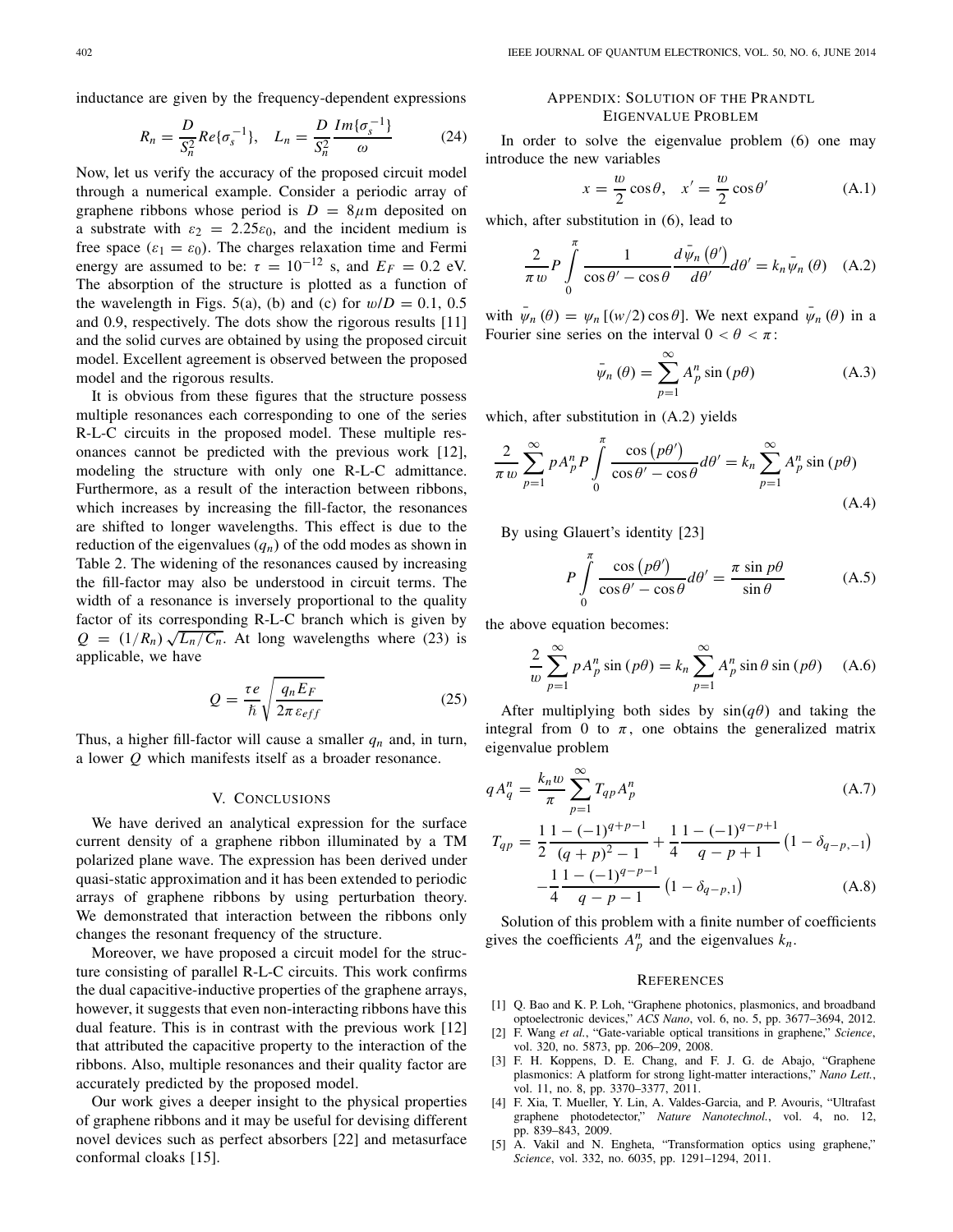inductance are given by the frequency-dependent expressions

$$R_n = \frac{D}{S_n^2} Re\{\sigma_s^{-1}\}, \quad L_n = \frac{D}{S_n^2} \frac{Im\{\sigma_s^{-1}\}}{\omega} \tag{24}$$

Now, let us verify the accuracy of the proposed circuit model through a numerical example. Consider a periodic array of graphene ribbons whose period is $D = 8\mu$m deposited on a substrate with $\varepsilon_2 = 2.25\varepsilon_0$, and the incident medium is free space ($\varepsilon_1 = \varepsilon_0$). The charges relaxation time and Fermi energy are assumed to be: $\tau = 10^{-12}$ s, and $E_F = 0.2$ eV. The absorption of the structure is plotted as a function of the wavelength in Figs. 5(a), (b) and (c) for $w/D = 0.1$, 0.5 and 0.9, respectively. The dots show the rigorous results [11] and the solid curves are obtained by using the proposed circuit model. Excellent agreement is observed between the proposed model and the rigorous results.

It is obvious from these figures that the structure possess multiple resonances each corresponding to one of the series R-L-C circuits in the proposed model. These multiple resonances cannot be predicted with the previous work [12], modeling the structure with only one R-L-C admittance. Furthermore, as a result of the interaction between ribbons, which increases by increasing the fill-factor, the resonances are shifted to longer wavelengths. This effect is due to the reduction of the eigenvalues ($q_n$) of the odd modes as shown in Table 2. The widening of the resonances caused by increasing the fill-factor may also be understood in circuit terms. The width of a resonance is inversely proportional to the quality factor of its corresponding R-L-C branch which is given by $Q = (1/R_n)\sqrt{L_n/C_n}$. At long wavelengths where (23) is applicable, we have

$$Q = \frac{\tau e}{\hbar}\sqrt{\frac{q_n E_F}{2\pi\varepsilon_{eff}}} \tag{25}$$

Thus, a higher fill-factor will cause a smaller $q_n$ and, in turn, a lower $Q$ which manifests itself as a broader resonance.

## V. Conclusions

We have derived an analytical expression for the surface current density of a graphene ribbon illuminated by a TM polarized plane wave. The expression has been derived under quasi-static approximation and it has been extended to periodic arrays of graphene ribbons by using perturbation theory. We demonstrated that interaction between the ribbons only changes the resonant frequency of the structure.

Moreover, we have proposed a circuit model for the structure consisting of parallel R-L-C circuits. This work confirms the dual capacitive-inductive properties of the graphene arrays, however, it suggests that even non-interacting ribbons have this dual feature. This is in contrast with the previous work [12] that attributed the capacitive property to the interaction of the ribbons. Also, multiple resonances and their quality factor are accurately predicted by the proposed model.

Our work gives a deeper insight to the physical properties of graphene ribbons and it may be useful for devising different novel devices such as perfect absorbers [22] and metasurface conformal cloaks [15].

## Appendix: Solution of the Prandtl Eigenvalue Problem

In order to solve the eigenvalue problem (6) one may introduce the new variables

$$x = \frac{w}{2}\cos\theta, \quad x' = \frac{w}{2}\cos\theta' \tag{A.1}$$

which, after substitution in (6), lead to

$$\frac{2}{\pi w} P\int_0^{\pi} \frac{1}{\cos\theta' - \cos\theta} \frac{d\bar{\psi}_n(\theta')}{d\theta'} d\theta' = k_n \bar{\psi}_n(\theta) \tag{A.2}$$

with $\bar{\psi}_n(\theta) = \psi_n[(w/2)\cos\theta]$. We next expand $\bar{\psi}_n(\theta)$ in a Fourier sine series on the interval $0 < \theta < \pi$:

$$\bar{\psi}_n(\theta) = \sum_{p=1}^{\infty} A_p^n \sin(p\theta) \tag{A.3}$$

which, after substitution in (A.2) yields

$$\frac{2}{\pi w}\sum_{p=1}^{\infty} pA_p^n P\int_0^{\pi} \frac{\cos(p\theta')}{\cos\theta' - \cos\theta} d\theta' = k_n \sum_{p=1}^{\infty} A_p^n \sin(p\theta) \tag{A.4}$$

By using Glauert's identity [23]

$$P\int_0^{\pi} \frac{\cos(p\theta')}{\cos\theta' - \cos\theta} d\theta' = \frac{\pi \sin p\theta}{\sin\theta} \tag{A.5}$$

the above equation becomes:

$$\frac{2}{w}\sum_{p=1}^{\infty} pA_p^n \sin(p\theta) = k_n \sum_{p=1}^{\infty} A_p^n \sin\theta \sin(p\theta) \tag{A.6}$$

After multiplying both sides by $\sin(q\theta)$ and taking the integral from 0 to $\pi$, one obtains the generalized matrix eigenvalue problem

$$qA_q^n = \frac{k_n w}{\pi}\sum_{p=1}^{\infty} T_{qp} A_p^n \tag{A.7}$$

$$T_{qp} = \frac{1}{2}\frac{1-(-1)^{q+p-1}}{(q+p)^2 - 1} + \frac{1}{4}\frac{1-(-1)^{q-p+1}}{q-p+1}\left(1-\delta_{q-p,-1}\right) - \frac{1}{4}\frac{1-(-1)^{q-p-1}}{q-p-1}\left(1-\delta_{q-p,1}\right) \tag{A.8}$$

Solution of this problem with a finite number of coefficients gives the coefficients $A_p^n$ and the eigenvalues $k_n$.

## References

[1] Q. Bao and K. P. Loh, "Graphene photonics, plasmonics, and broadband optoelectronic devices," *ACS Nano*, vol. 6, no. 5, pp. 3677–3694, 2012.

[2] F. Wang *et al.*, "Gate-variable optical transitions in graphene," *Science*, vol. 320, no. 5873, pp. 206–209, 2008.

[3] F. H. Koppens, D. E. Chang, and F. J. G. de Abajo, "Graphene plasmonics: A platform for strong light-matter interactions," *Nano Lett.*, vol. 11, no. 8, pp. 3370–3377, 2011.

[4] F. Xia, T. Mueller, Y. Lin, A. Valdes-Garcia, and P. Avouris, "Ultrafast graphene photodetector," *Nature Nanotechnol.*, vol. 4, no. 12, pp. 839–843, 2009.

[5] A. Vakil and N. Engheta, "Transformation optics using graphene," *Science*, vol. 332, no. 6035, pp. 1291–1294, 2011.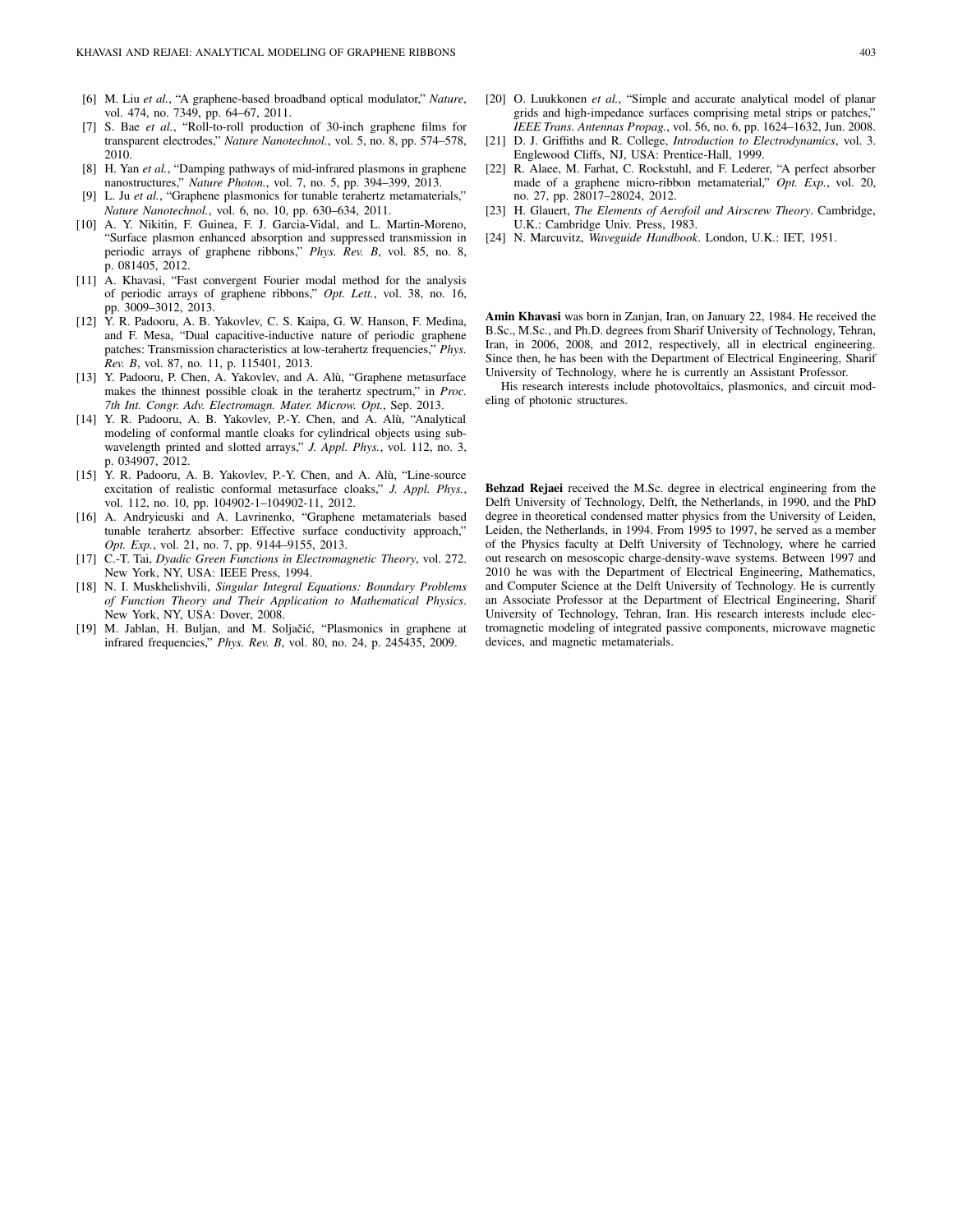[6] M. Liu *et al.*, "A graphene-based broadband optical modulator," *Nature*, vol. 474, no. 7349, pp. 64–67, 2011.

[7] S. Bae *et al.*, "Roll-to-roll production of 30-inch graphene films for transparent electrodes," *Nature Nanotechnol.*, vol. 5, no. 8, pp. 574–578, 2010.

[8] H. Yan *et al.*, "Damping pathways of mid-infrared plasmons in graphene nanostructures," *Nature Photon.*, vol. 7, no. 5, pp. 394–399, 2013.

[9] L. Ju *et al.*, "Graphene plasmonics for tunable terahertz metamaterials," *Nature Nanotechnol.*, vol. 6, no. 10, pp. 630–634, 2011.

[10] A. Y. Nikitin, F. Guinea, F. J. Garcia-Vidal, and L. Martin-Moreno, "Surface plasmon enhanced absorption and suppressed transmission in periodic arrays of graphene ribbons," *Phys. Rev. B*, vol. 85, no. 8, p. 081405, 2012.

[11] A. Khavasi, "Fast convergent Fourier modal method for the analysis of periodic arrays of graphene ribbons," *Opt. Lett.*, vol. 38, no. 16, pp. 3009–3012, 2013.

[12] Y. R. Padooru, A. B. Yakovlev, C. S. Kaipa, G. W. Hanson, F. Medina, and F. Mesa, "Dual capacitive-inductive nature of periodic graphene patches: Transmission characteristics at low-terahertz frequencies," *Phys. Rev. B*, vol. 87, no. 11, p. 115401, 2013.

[13] Y. Padooru, P. Chen, A. Yakovlev, and A. Alù, "Graphene metasurface makes the thinnest possible cloak in the terahertz spectrum," in *Proc. 7th Int. Congr. Adv. Electromagn. Mater. Microw. Opt.*, Sep. 2013.

[14] Y. R. Padooru, A. B. Yakovlev, P.-Y. Chen, and A. Alù, "Analytical modeling of conformal mantle cloaks for cylindrical objects using sub-wavelength printed and slotted arrays," *J. Appl. Phys.*, vol. 112, no. 3, p. 034907, 2012.

[15] Y. R. Padooru, A. B. Yakovlev, P.-Y. Chen, and A. Alù, "Line-source excitation of realistic conformal metasurface cloaks," *J. Appl. Phys.*, vol. 112, no. 10, pp. 104902-1–104902-11, 2012.

[16] A. Andryieuski and A. Lavrinenko, "Graphene metamaterials based tunable terahertz absorber: Effective surface conductivity approach," *Opt. Exp.*, vol. 21, no. 7, pp. 9144–9155, 2013.

[17] C.-T. Tai, *Dyadic Green Functions in Electromagnetic Theory*, vol. 272. New York, NY, USA: IEEE Press, 1994.

[18] N. I. Muskhelishvili, *Singular Integral Equations: Boundary Problems of Function Theory and Their Application to Mathematical Physics*. New York, NY, USA: Dover, 2008.

[19] M. Jablan, H. Buljan, and M. Soljačić, "Plasmonics in graphene at infrared frequencies," *Phys. Rev. B*, vol. 80, no. 24, p. 245435, 2009.

[20] O. Luukkonen *et al.*, "Simple and accurate analytical model of planar grids and high-impedance surfaces comprising metal strips or patches," *IEEE Trans. Antennas Propag.*, vol. 56, no. 6, pp. 1624–1632, Jun. 2008.

[21] D. J. Griffiths and R. College, *Introduction to Electrodynamics*, vol. 3. Englewood Cliffs, NJ, USA: Prentice-Hall, 1999.

[22] R. Alaee, M. Farhat, C. Rockstuhl, and F. Lederer, "A perfect absorber made of a graphene micro-ribbon metamaterial," *Opt. Exp.*, vol. 20, no. 27, pp. 28017–28024, 2012.

[23] H. Glauert, *The Elements of Aerofoil and Airscrew Theory*. Cambridge, U.K.: Cambridge Univ. Press, 1983.

[24] N. Marcuvitz, *Waveguide Handbook*. London, U.K.: IET, 1951.

**Amin Khavasi** was born in Zanjan, Iran, on January 22, 1984. He received the B.Sc., M.Sc., and Ph.D. degrees from Sharif University of Technology, Tehran, Iran, in 2006, 2008, and 2012, respectively, all in electrical engineering. Since then, he has been with the Department of Electrical Engineering, Sharif University of Technology, where he is currently an Assistant Professor.

His research interests include photovoltaics, plasmonics, and circuit modeling of photonic structures.

**Behzad Rejaei** received the M.Sc. degree in electrical engineering from the Delft University of Technology, Delft, the Netherlands, in 1990, and the PhD degree in theoretical condensed matter physics from the University of Leiden, Leiden, the Netherlands, in 1994. From 1995 to 1997, he served as a member of the Physics faculty at Delft University of Technology, where he carried out research on mesoscopic charge-density-wave systems. Between 1997 and 2010 he was with the Department of Electrical Engineering, Mathematics, and Computer Science at the Delft University of Technology. He is currently an Associate Professor at the Department of Electrical Engineering, Sharif University of Technology, Tehran, Iran. His research interests include electromagnetic modeling of integrated passive components, microwave magnetic devices, and magnetic metamaterials.